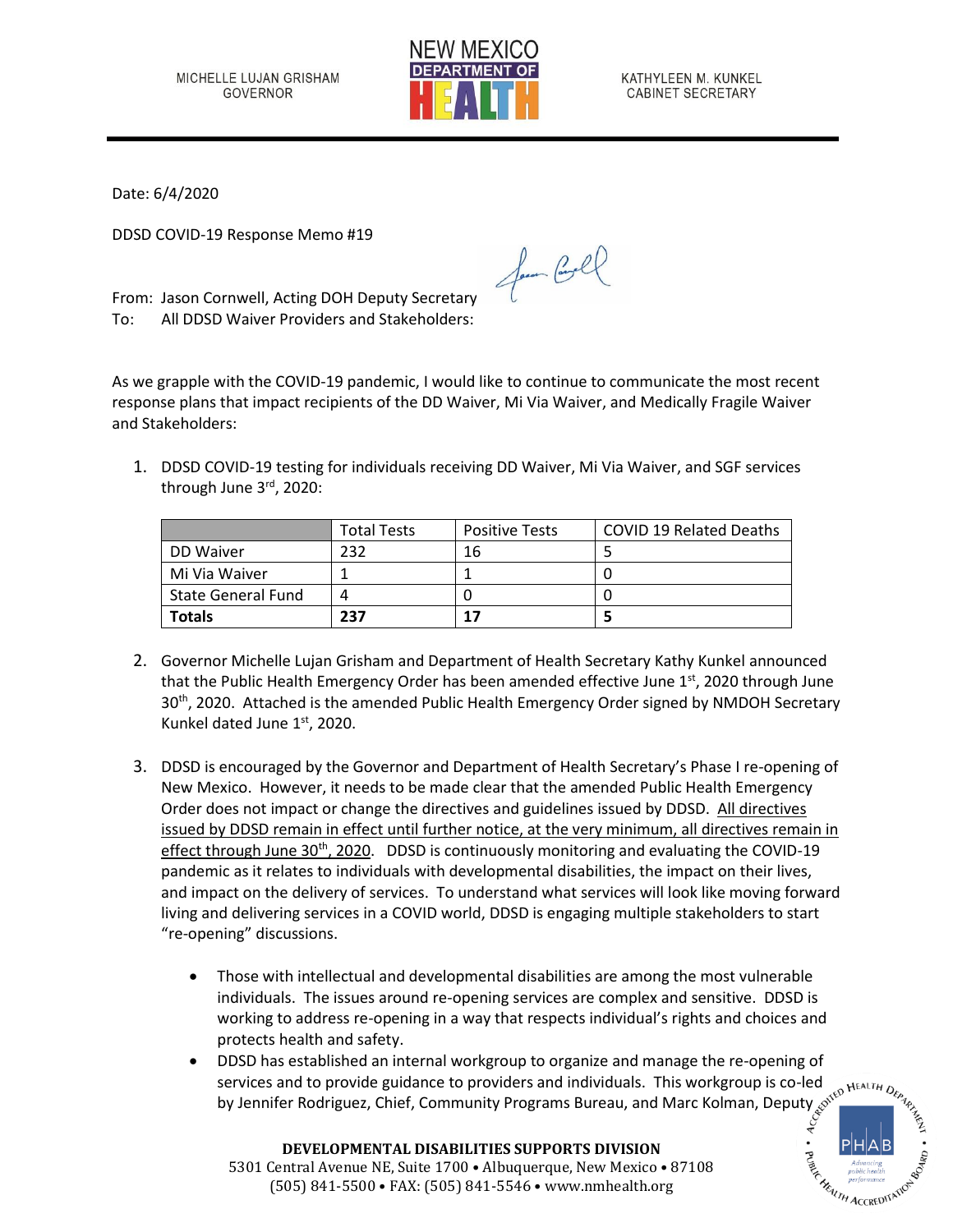MICHELLE LUJAN GRISHAM
GOVERNOR

NEW MEXICO DEPARTMENT OF HEALTH

KATHYLEEN M. KUNKEL
CABINET SECRETARY

Date: 6/4/2020

DDSD COVID-19 Response Memo #19

From: Jason Cornwell, Acting DOH Deputy Secretary
To: All DDSD Waiver Providers and Stakeholders:

As we grapple with the COVID-19 pandemic, I would like to continue to communicate the most recent response plans that impact recipients of the DD Waiver, Mi Via Waiver, and Medically Fragile Waiver and Stakeholders:

1. DDSD COVID-19 testing for individuals receiving DD Waiver, Mi Via Waiver, and SGF services through June 3rd, 2020:

| | Total Tests | Positive Tests | COVID 19 Related Deaths |
|---|---|---|---|
| DD Waiver | 232 | 16 | 5 |
| Mi Via Waiver | 1 | 1 | 0 |
| State General Fund | 4 | 0 | 0 |
| **Totals** | **237** | **17** | **5** |

2. Governor Michelle Lujan Grisham and Department of Health Secretary Kathy Kunkel announced that the Public Health Emergency Order has been amended effective June 1st, 2020 through June 30th, 2020. Attached is the amended Public Health Emergency Order signed by NMDOH Secretary Kunkel dated June 1st, 2020.

3. DDSD is encouraged by the Governor and Department of Health Secretary's Phase I re-opening of New Mexico. However, it needs to be made clear that the amended Public Health Emergency Order does not impact or change the directives and guidelines issued by DDSD. All directives issued by DDSD remain in effect until further notice, at the very minimum, all directives remain in effect through June 30th, 2020. DDSD is continuously monitoring and evaluating the COVID-19 pandemic as it relates to individuals with developmental disabilities, the impact on their lives, and impact on the delivery of services. To understand what services will look like moving forward living and delivering services in a COVID world, DDSD is engaging multiple stakeholders to start "re-opening" discussions.

   - Those with intellectual and developmental disabilities are among the most vulnerable individuals. The issues around re-opening services are complex and sensitive. DDSD is working to address re-opening in a way that respects individual's rights and choices and protects health and safety.
   - DDSD has established an internal workgroup to organize and manage the re-opening of services and to provide guidance to providers and individuals. This workgroup is co-led by Jennifer Rodriguez, Chief, Community Programs Bureau, and Marc Kolman, Deputy

**DEVELOPMENTAL DISABILITIES SUPPORTS DIVISION**
5301 Central Avenue NE, Suite 1700 • Albuquerque, New Mexico • 87108
(505) 841-5500 • FAX: (505) 841-5546 • www.nmhealth.org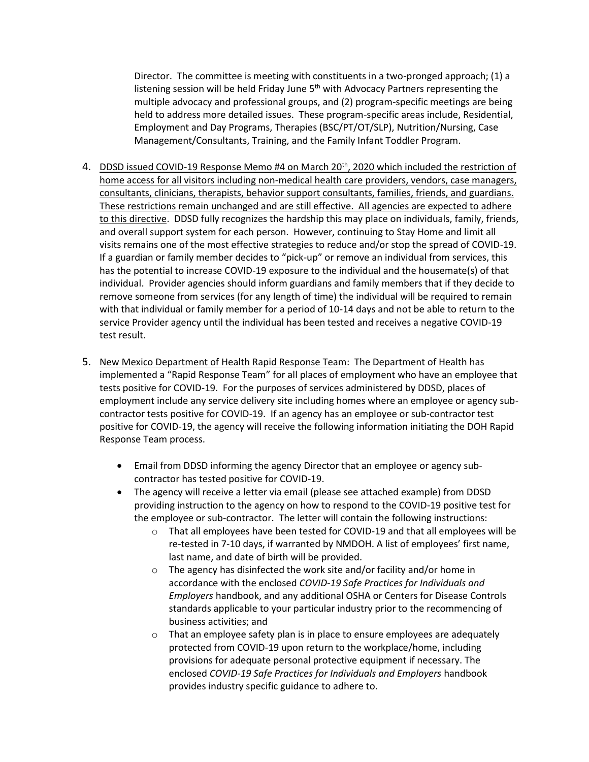Director. The committee is meeting with constituents in a two-pronged approach; (1) a listening session will be held Friday June 5th with Advocacy Partners representing the multiple advocacy and professional groups, and (2) program-specific meetings are being held to address more detailed issues. These program-specific areas include, Residential, Employment and Day Programs, Therapies (BSC/PT/OT/SLP), Nutrition/Nursing, Case Management/Consultants, Training, and the Family Infant Toddler Program.

4. <u>DDSD issued COVID-19 Response Memo #4 on March 20th, 2020 which included the restriction of home access for all visitors including non-medical health care providers, vendors, case managers, consultants, clinicians, therapists, behavior support consultants, families, friends, and guardians. These restrictions remain unchanged and are still effective. All agencies are expected to adhere to this directive</u>. DDSD fully recognizes the hardship this may place on individuals, family, friends, and overall support system for each person. However, continuing to Stay Home and limit all visits remains one of the most effective strategies to reduce and/or stop the spread of COVID-19. If a guardian or family member decides to "pick-up" or remove an individual from services, this has the potential to increase COVID-19 exposure to the individual and the housemate(s) of that individual. Provider agencies should inform guardians and family members that if they decide to remove someone from services (for any length of time) the individual will be required to remain with that individual or family member for a period of 10-14 days and not be able to return to the service Provider agency until the individual has been tested and receives a negative COVID-19 test result.

5. <u>New Mexico Department of Health Rapid Response Team</u>: The Department of Health has implemented a "Rapid Response Team" for all places of employment who have an employee that tests positive for COVID-19. For the purposes of services administered by DDSD, places of employment include any service delivery site including homes where an employee or agency sub-contractor tests positive for COVID-19. If an agency has an employee or sub-contractor test positive for COVID-19, the agency will receive the following information initiating the DOH Rapid Response Team process.

   - Email from DDSD informing the agency Director that an employee or agency sub-contractor has tested positive for COVID-19.
   - The agency will receive a letter via email (please see attached example) from DDSD providing instruction to the agency on how to respond to the COVID-19 positive test for the employee or sub-contractor. The letter will contain the following instructions:
     - That all employees have been tested for COVID-19 and that all employees will be re-tested in 7-10 days, if warranted by NMDOH. A list of employees' first name, last name, and date of birth will be provided.
     - The agency has disinfected the work site and/or facility and/or home in accordance with the enclosed *COVID-19 Safe Practices for Individuals and Employers* handbook, and any additional OSHA or Centers for Disease Controls standards applicable to your particular industry prior to the recommencing of business activities; and
     - That an employee safety plan is in place to ensure employees are adequately protected from COVID-19 upon return to the workplace/home, including provisions for adequate personal protective equipment if necessary. The enclosed *COVID-19 Safe Practices for Individuals and Employers* handbook provides industry specific guidance to adhere to.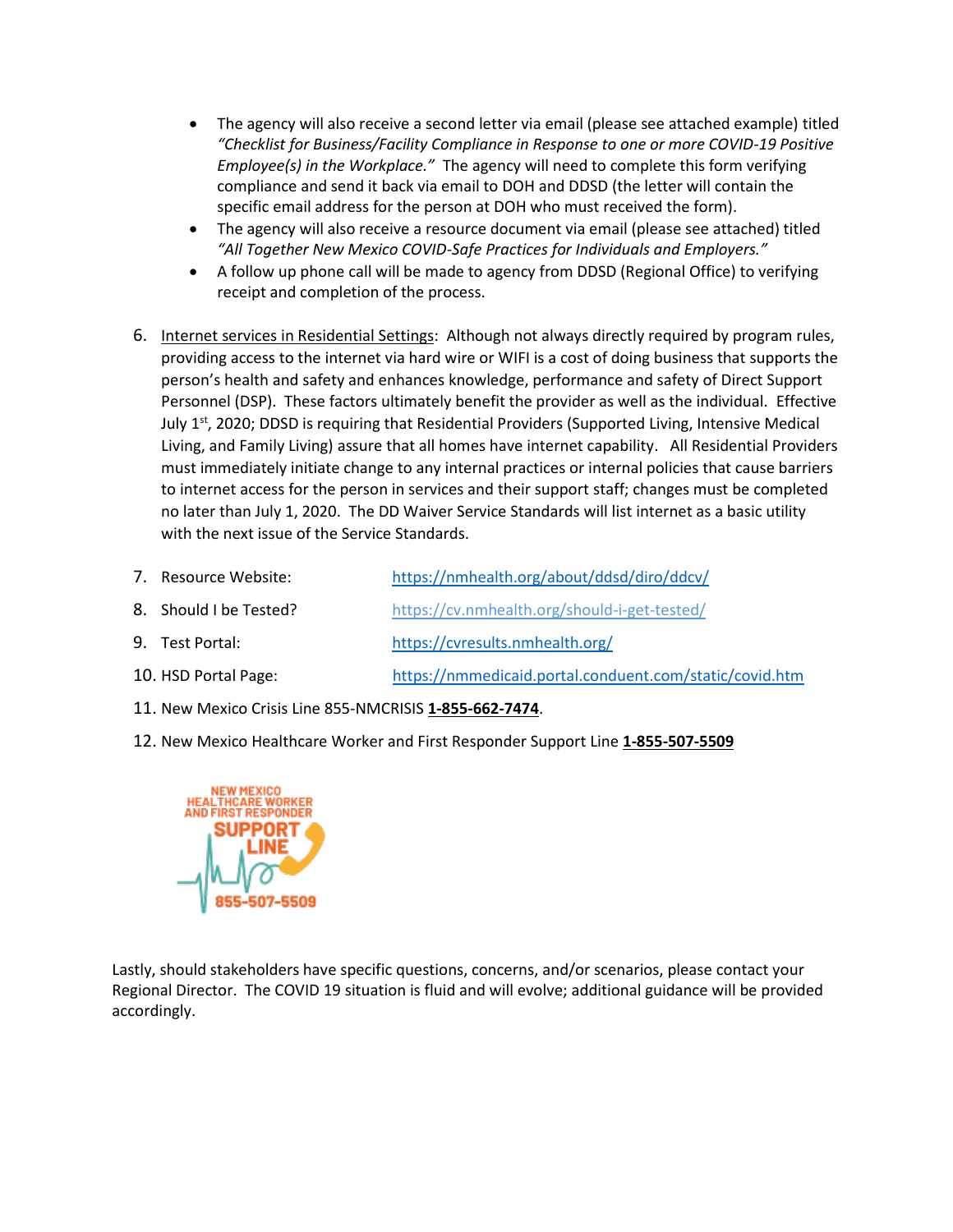- The agency will also receive a second letter via email (please see attached example) titled *"Checklist for Business/Facility Compliance in Response to one or more COVID-19 Positive Employee(s) in the Workplace."* The agency will need to complete this form verifying compliance and send it back via email to DOH and DDSD (the letter will contain the specific email address for the person at DOH who must received the form).
- The agency will also receive a resource document via email (please see attached) titled *"All Together New Mexico COVID-Safe Practices for Individuals and Employers."*
- A follow up phone call will be made to agency from DDSD (Regional Office) to verifying receipt and completion of the process.

6. Internet services in Residential Settings: Although not always directly required by program rules, providing access to the internet via hard wire or WIFI is a cost of doing business that supports the person's health and safety and enhances knowledge, performance and safety of Direct Support Personnel (DSP). These factors ultimately benefit the provider as well as the individual. Effective July 1st, 2020; DDSD is requiring that Residential Providers (Supported Living, Intensive Medical Living, and Family Living) assure that all homes have internet capability. All Residential Providers must immediately initiate change to any internal practices or internal policies that cause barriers to internet access for the person in services and their support staff; changes must be completed no later than July 1, 2020. The DD Waiver Service Standards will list internet as a basic utility with the next issue of the Service Standards.

7. Resource Website: https://nmhealth.org/about/ddsd/diro/ddcv/
8. Should I be Tested? https://cv.nmhealth.org/should-i-get-tested/
9. Test Portal: https://cvresults.nmhealth.org/
10. HSD Portal Page: https://nmmedicaid.portal.conduent.com/static/covid.htm
11. New Mexico Crisis Line 855-NMCRISIS **1-855-662-7474**.
12. New Mexico Healthcare Worker and First Responder Support Line **1-855-507-5509**

NEW MEXICO HEALTHCARE WORKER AND FIRST RESPONDER SUPPORT LINE 855-507-5509

Lastly, should stakeholders have specific questions, concerns, and/or scenarios, please contact your Regional Director. The COVID 19 situation is fluid and will evolve; additional guidance will be provided accordingly.